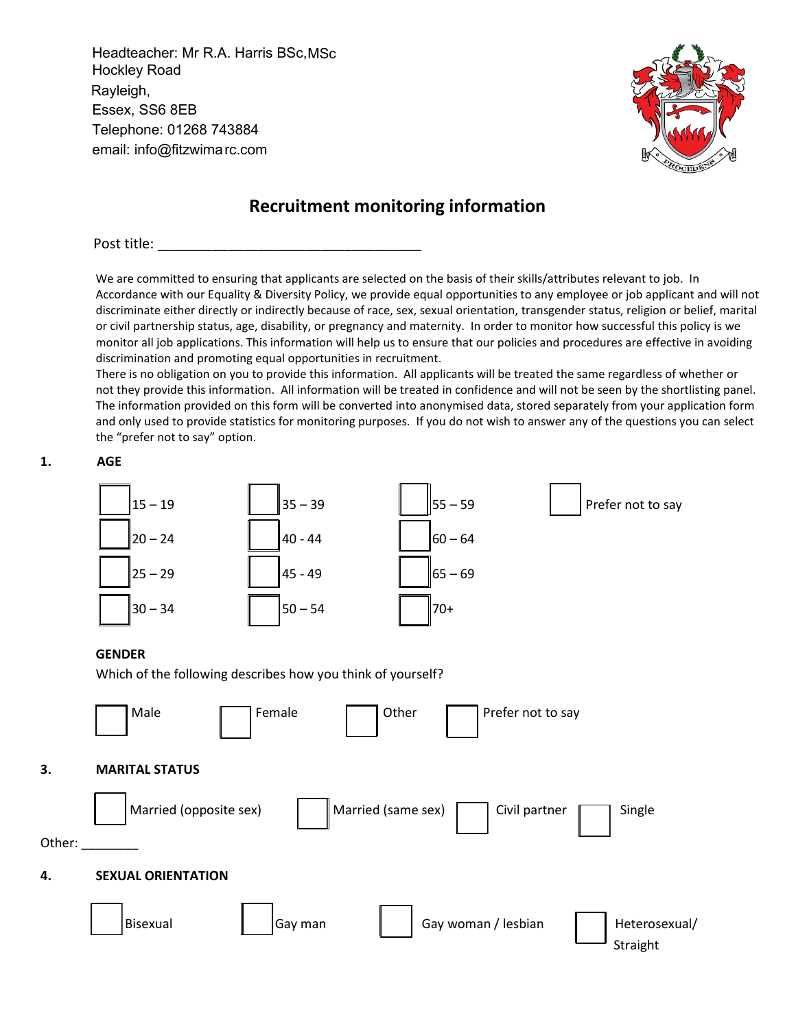Headteacher: Mr R.A. Harris BSc,MSc
Hockley Road
Rayleigh,
Essex, SS6 8EB
Telephone: 01268 743884
email: info@fitzwimarc.com

## Recruitment monitoring information

Post title: ___________________________________

We are committed to ensuring that applicants are selected on the basis of their skills/attributes relevant to job. In Accordance with our Equality & Diversity Policy, we provide equal opportunities to any employee or job applicant and will not discriminate either directly or indirectly because of race, sex, sexual orientation, transgender status, religion or belief, marital or civil partnership status, age, disability, or pregnancy and maternity. In order to monitor how successful this policy is we monitor all job applications. This information will help us to ensure that our policies and procedures are effective in avoiding discrimination and promoting equal opportunities in recruitment.
There is no obligation on you to provide this information. All applicants will be treated the same regardless of whether or not they provide this information. All information will be treated in confidence and will not be seen by the shortlisting panel. The information provided on this form will be converted into anonymised data, stored separately from your application form and only used to provide statistics for monitoring purposes. If you do not wish to answer any of the questions you can select the "prefer not to say" option.

**1. AGE**

| | | | |
|---|---|---|---|
| ☐ 15 – 19 | ☐ 35 – 39 | ☐ 55 – 59 | ☐ Prefer not to say |
| ☐ 20 – 24 | ☐ 40 - 44 | ☐ 60 – 64 | |
| ☐ 25 – 29 | ☐ 45 - 49 | ☐ 65 – 69 | |
| ☐ 30 – 34 | ☐ 50 – 54 | ☐ 70+ | |

**GENDER**

Which of the following describes how you think of yourself?

☐ Male ☐ Female ☐ Other ☐ Prefer not to say

**3. MARITAL STATUS**

☐ Married (opposite sex) ☐ Married (same sex) ☐ Civil partner ☐ Single

Other: ________

**4. SEXUAL ORIENTATION**

☐ Bisexual ☐ Gay man ☐ Gay woman / lesbian ☐ Heterosexual/ Straight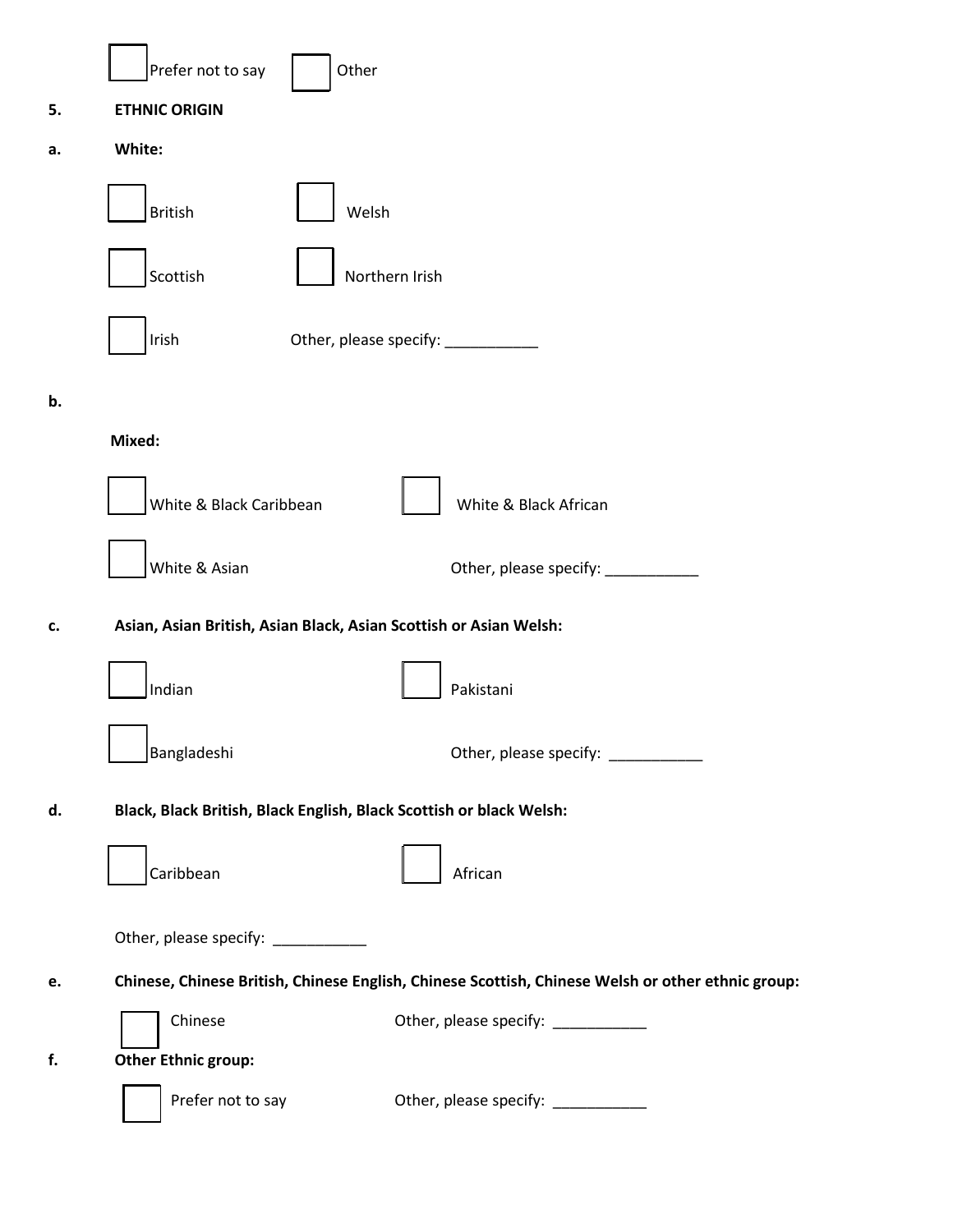☐ Prefer not to say ☐ Other

**5. ETHNIC ORIGIN**

**a. White:**

☐ British ☐ Welsh

☐ Scottish ☐ Northern Irish

☐ Irish Other, please specify: ___________

**b.**

**Mixed:**

☐ White & Black Caribbean ☐ White & Black African

☐ White & Asian Other, please specify: ___________

**c. Asian, Asian British, Asian Black, Asian Scottish or Asian Welsh:**

☐ Indian ☐ Pakistani

☐ Bangladeshi Other, please specify: ___________

**d. Black, Black British, Black English, Black Scottish or black Welsh:**

☐ Caribbean ☐ African

Other, please specify: ___________

**e. Chinese, Chinese British, Chinese English, Chinese Scottish, Chinese Welsh or other ethnic group:**

☐ Chinese Other, please specify: ___________

**f. Other Ethnic group:**

☐ Prefer not to say Other, please specify: ___________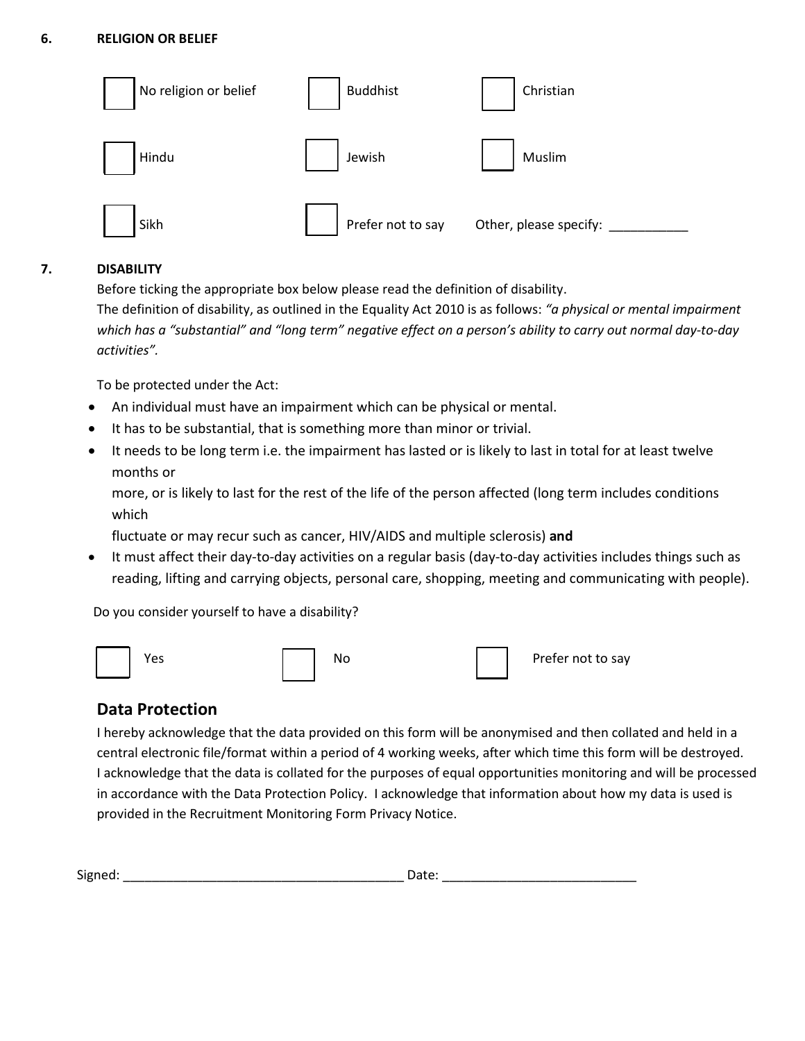**6. RELIGION OR BELIEF**

| | | |
|---|---|---|
| ☐ No religion or belief | ☐ Buddhist | ☐ Christian |
| ☐ Hindu | ☐ Jewish | ☐ Muslim |
| ☐ Sikh | ☐ Prefer not to say | Other, please specify: ___________ |

**7. DISABILITY**

Before ticking the appropriate box below please read the definition of disability.
The definition of disability, as outlined in the Equality Act 2010 is as follows: *"a physical or mental impairment which has a "substantial" and "long term" negative effect on a person's ability to carry out normal day-to-day activities".*

To be protected under the Act:

- An individual must have an impairment which can be physical or mental.
- It has to be substantial, that is something more than minor or trivial.
- It needs to be long term i.e. the impairment has lasted or is likely to last in total for at least twelve months or
  more, or is likely to last for the rest of the life of the person affected (long term includes conditions which
  fluctuate or may recur such as cancer, HIV/AIDS and multiple sclerosis) **and**
- It must affect their day-to-day activities on a regular basis (day-to-day activities includes things such as reading, lifting and carrying objects, personal care, shopping, meeting and communicating with people).

Do you consider yourself to have a disability?

☐ Yes ☐ No ☐ Prefer not to say

## Data Protection

I hereby acknowledge that the data provided on this form will be anonymised and then collated and held in a central electronic file/format within a period of 4 working weeks, after which time this form will be destroyed. I acknowledge that the data is collated for the purposes of equal opportunities monitoring and will be processed in accordance with the Data Protection Policy. I acknowledge that information about how my data is used is provided in the Recruitment Monitoring Form Privacy Notice.

Signed: _______________________________________ Date: ___________________________